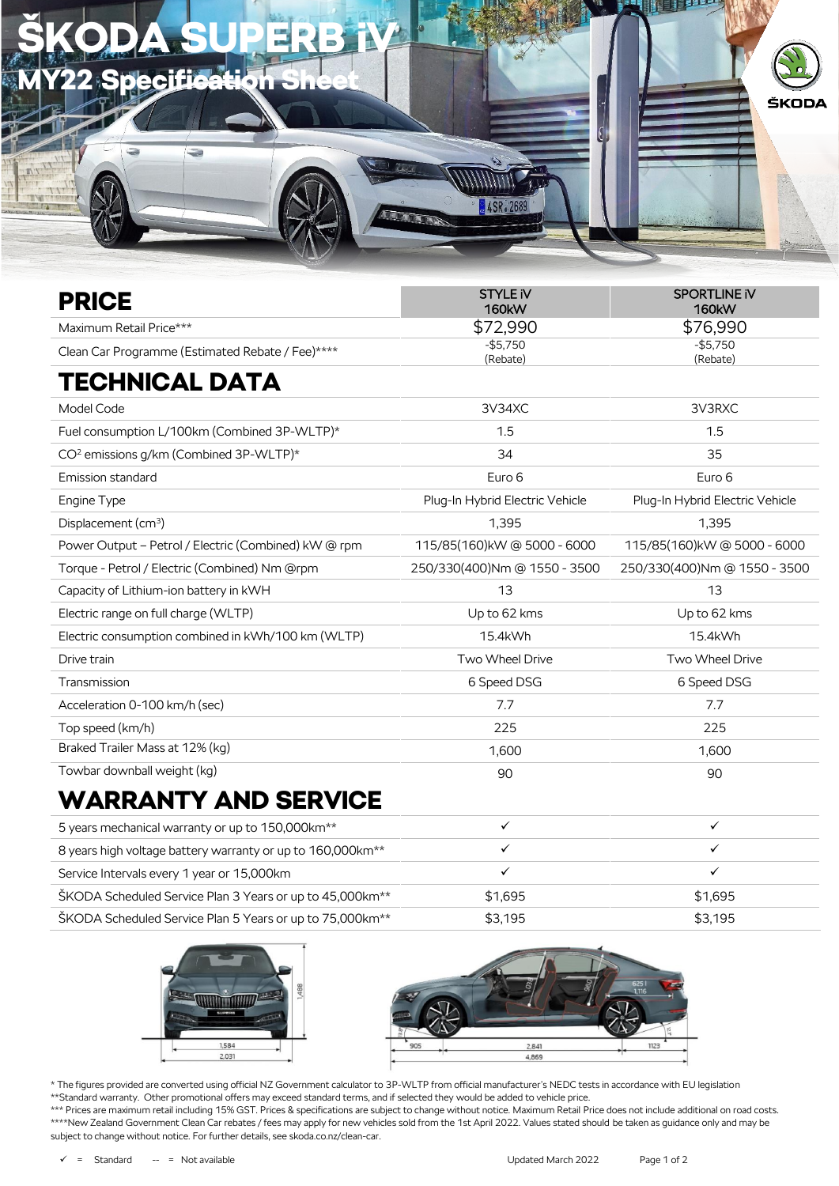# ŠKODA SUPERB iV

## MY22 Specification Sheet

| PRICE | STYLE iV 160kW | SPORTLINE iV 160kW |
|---|---|---|
| Maximum Retail Price*** | $72,990 | $76,990 |
| Clean Car Programme (Estimated Rebate / Fee)**** | -$5,750 (Rebate) | -$5,750 (Rebate) |
| **TECHNICAL DATA** | | |
| Model Code | 3V34XC | 3V3RXC |
| Fuel consumption L/100km (Combined 3P-WLTP)* | 1.5 | 1.5 |
| $CO^2$ emissions g/km (Combined 3P-WLTP)* | 34 | 35 |
| Emission standard | Euro 6 | Euro 6 |
| Engine Type | Plug-In Hybrid Electric Vehicle | Plug-In Hybrid Electric Vehicle |
| Displacement ($cm^3$) | 1,395 | 1,395 |
| Power Output – Petrol / Electric (Combined) kW @ rpm | 115/85(160)kW @ 5000 - 6000 | 115/85(160)kW @ 5000 - 6000 |
| Torque - Petrol / Electric (Combined) Nm @rpm | 250/330(400)Nm @ 1550 - 3500 | 250/330(400)Nm @ 1550 - 3500 |
| Capacity of Lithium-ion battery in kWH | 13 | 13 |
| Electric range on full charge (WLTP) | Up to 62 kms | Up to 62 kms |
| Electric consumption combined in kWh/100 km (WLTP) | 15.4kWh | 15.4kWh |
| Drive train | Two Wheel Drive | Two Wheel Drive |
| Transmission | 6 Speed DSG | 6 Speed DSG |
| Acceleration 0-100 km/h (sec) | 7.7 | 7.7 |
| Top speed (km/h) | 225 | 225 |
| Braked Trailer Mass at 12% (kg) | 1,600 | 1,600 |
| Towbar downball weight (kg) | 90 | 90 |
| **WARRANTY AND SERVICE** | | |
| 5 years mechanical warranty or up to 150,000km** | ✓ | ✓ |
| 8 years high voltage battery warranty or up to 160,000km** | ✓ | ✓ |
| Service Intervals every 1 year or 15,000km | ✓ | ✓ |
| ŠKODA Scheduled Service Plan 3 Years or up to 45,000km** | $1,695 | $1,695 |
| ŠKODA Scheduled Service Plan 5 Years or up to 75,000km** | $3,195 | $3,195 |

1,488 · 1,584 · 2,031 · 905 · 2,841 · 1123 · 4,869 · 1,033 · 980 · 625 l · 1,116

* The figures provided are converted using official NZ Government calculator to 3P-WLTP from official manufacturer's NEDC tests in accordance with EU legislation

**Standard warranty. Other promotional offers may exceed standard terms, and if selected they would be added to vehicle price.

*** Prices are maximum retail including 15% GST. Prices & specifications are subject to change without notice. Maximum Retail Price does not include additional on road costs.

****New Zealand Government Clean Car rebates / fees may apply for new vehicles sold from the 1st April 2022. Values stated should be taken as guidance only and may be subject to change without notice. For further details, see skoda.co.nz/clean-car.

✓ = Standard -- = Not available

Updated March 2022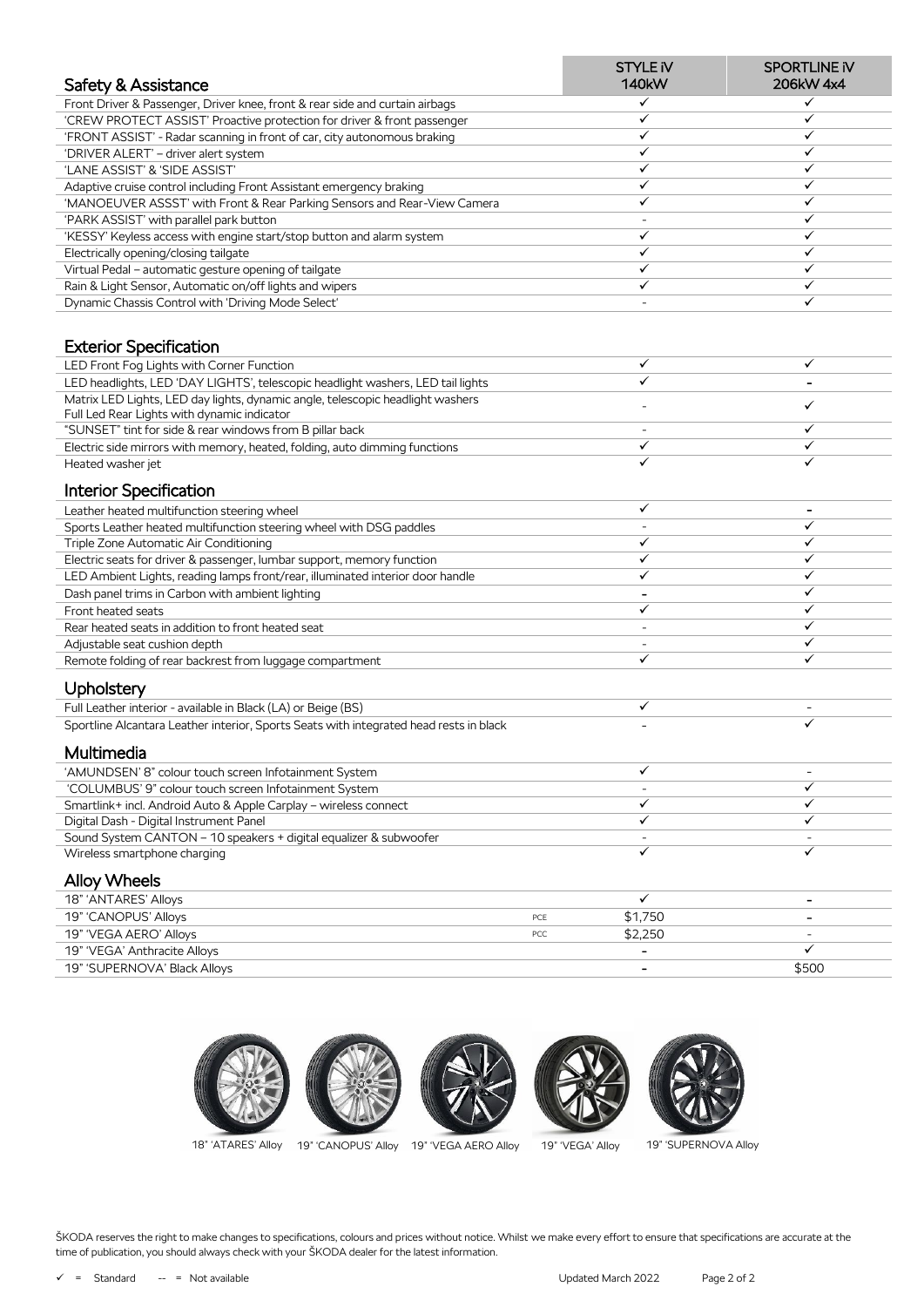| Safety & Assistance | | STYLE iV 140kW | SPORTLINE iV 206kW 4x4 |
|---|---|---|---|
| Front Driver & Passenger, Driver knee, front & rear side and curtain airbags | | ✓ | ✓ |
| 'CREW PROTECT ASSIST' Proactive protection for driver & front passenger | | ✓ | ✓ |
| 'FRONT ASSIST' - Radar scanning in front of car, city autonomous braking | | ✓ | ✓ |
| 'DRIVER ALERT' – driver alert system | | ✓ | ✓ |
| 'LANE ASSIST' & 'SIDE ASSIST' | | ✓ | ✓ |
| Adaptive cruise control including Front Assistant emergency braking | | ✓ | ✓ |
| 'MANOEUVER ASSST' with Front & Rear Parking Sensors and Rear-View Camera | | ✓ | ✓ |
| 'PARK ASSIST' with parallel park button | | - | ✓ |
| 'KESSY' Keyless access with engine start/stop button and alarm system | | ✓ | ✓ |
| Electrically opening/closing tailgate | | ✓ | ✓ |
| Virtual Pedal – automatic gesture opening of tailgate | | ✓ | ✓ |
| Rain & Light Sensor, Automatic on/off lights and wipers | | ✓ | ✓ |
| Dynamic Chassis Control with 'Driving Mode Select' | | - | ✓ |
| **Exterior Specification** | | | |
| LED Front Fog Lights with Corner Function | | ✓ | ✓ |
| LED headlights, LED 'DAY LIGHTS', telescopic headlight washers, LED tail lights | | ✓ | - |
| Matrix LED Lights, LED day lights, dynamic angle, telescopic headlight washers Full Led Rear Lights with dynamic indicator | | - | ✓ |
| "SUNSET" tint for side & rear windows from B pillar back | | - | ✓ |
| Electric side mirrors with memory, heated, folding, auto dimming functions | | ✓ | ✓ |
| Heated washer jet | | ✓ | ✓ |
| **Interior Specification** | | | |
| Leather heated multifunction steering wheel | | ✓ | - |
| Sports Leather heated multifunction steering wheel with DSG paddles | | - | ✓ |
| Triple Zone Automatic Air Conditioning | | ✓ | ✓ |
| Electric seats for driver & passenger, lumbar support, memory function | | ✓ | ✓ |
| LED Ambient Lights, reading lamps front/rear, illuminated interior door handle | | ✓ | ✓ |
| Dash panel trims in Carbon with ambient lighting | | - | ✓ |
| Front heated seats | | ✓ | ✓ |
| Rear heated seats in addition to front heated seat | | - | ✓ |
| Adjustable seat cushion depth | | - | ✓ |
| Remote folding of rear backrest from luggage compartment | | ✓ | ✓ |
| **Upholstery** | | | |
| Full Leather interior - available in Black (LA) or Beige (BS) | | ✓ | - |
| Sportline Alcantara Leather interior, Sports Seats with integrated head rests in black | | - | ✓ |
| **Multimedia** | | | |
| 'AMUNDSEN' 8" colour touch screen Infotainment System | | ✓ | - |
| 'COLUMBUS' 9" colour touch screen Infotainment System | | - | ✓ |
| Smartlink+ incl. Android Auto & Apple Carplay – wireless connect | | ✓ | ✓ |
| Digital Dash - Digital Instrument Panel | | ✓ | ✓ |
| Sound System CANTON – 10 speakers + digital equalizer & subwoofer | | - | - |
| Wireless smartphone charging | | ✓ | ✓ |
| **Alloy Wheels** | | | |
| 18" 'ANTARES' Alloys | | ✓ | - |
| 19" 'CANOPUS' Alloys | PCE | $1,750 | - |
| 19" 'VEGA AERO' Alloys | PCC | $2,250 | - |
| 19" 'VEGA' Anthracite Alloys | | - | ✓ |
| 19" 'SUPERNOVA' Black Alloys | | - | $500 |

18" 'ATARES' Alloy 19" 'CANOPUS' Alloy 19" 'VEGA AERO Alloy 19" 'VEGA' Alloy 19" 'SUPERNOVA Alloy

ŠKODA reserves the right to make changes to specifications, colours and prices without notice. Whilst we make every effort to ensure that specifications are accurate at the time of publication, you should always check with your ŠKODA dealer for the latest information.

✓ = Standard -- = Not available

Updated March 2022